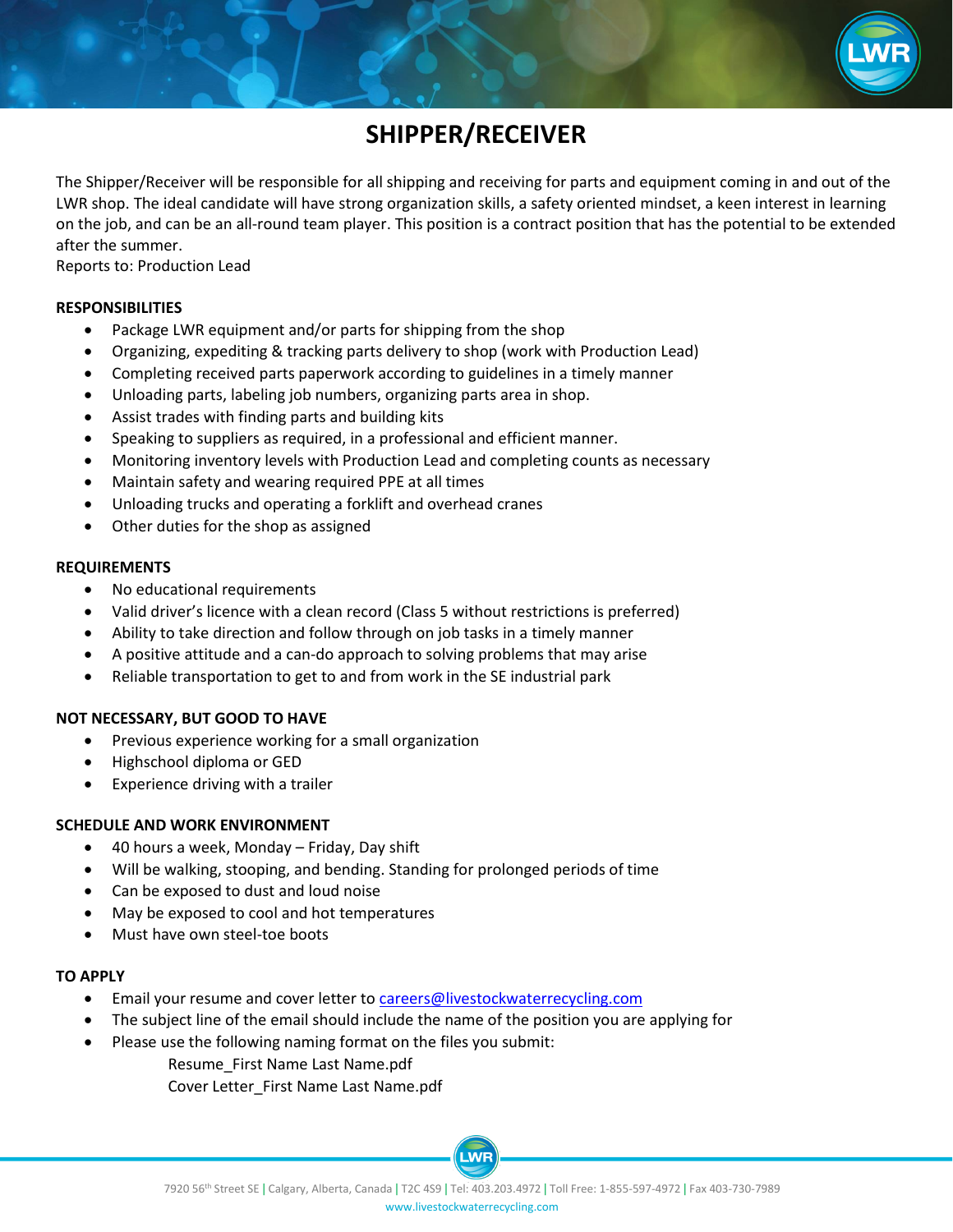# SHIPPER/RECEIVER

The Shipper/Receiver will be responsible for all shipping and receiving for parts and equipment coming in and out of the LWR shop. The ideal candidate will have strong organization skills, a safety oriented mindset, a keen interest in learning on the job, and can be an all-round team player. This position is a contract position that has the potential to be extended after the summer.

Reports to: Production Lead

**RESPONSIBILITIES**

- Package LWR equipment and/or parts for shipping from the shop
- Organizing, expediting & tracking parts delivery to shop (work with Production Lead)
- Completing received parts paperwork according to guidelines in a timely manner
- Unloading parts, labeling job numbers, organizing parts area in shop.
- Assist trades with finding parts and building kits
- Speaking to suppliers as required, in a professional and efficient manner.
- Monitoring inventory levels with Production Lead and completing counts as necessary
- Maintain safety and wearing required PPE at all times
- Unloading trucks and operating a forklift and overhead cranes
- Other duties for the shop as assigned

**REQUIREMENTS**

- No educational requirements
- Valid driver's licence with a clean record (Class 5 without restrictions is preferred)
- Ability to take direction and follow through on job tasks in a timely manner
- A positive attitude and a can-do approach to solving problems that may arise
- Reliable transportation to get to and from work in the SE industrial park

**NOT NECESSARY, BUT GOOD TO HAVE**

- Previous experience working for a small organization
- Highschool diploma or GED
- Experience driving with a trailer

**SCHEDULE AND WORK ENVIRONMENT**

- 40 hours a week, Monday – Friday, Day shift
- Will be walking, stooping, and bending. Standing for prolonged periods of time
- Can be exposed to dust and loud noise
- May be exposed to cool and hot temperatures
- Must have own steel-toe boots

**TO APPLY**

- Email your resume and cover letter to careers@livestockwaterrecycling.com
- The subject line of the email should include the name of the position you are applying for
- Please use the following naming format on the files you submit:
  - Resume_First Name Last Name.pdf
  - Cover Letter_First Name Last Name.pdf

7920 56th Street SE | Calgary, Alberta, Canada | T2C 4S9 | Tel: 403.203.4972 | Toll Free: 1-855-597-4972 | Fax 403-730-7989
www.livestockwaterrecycling.com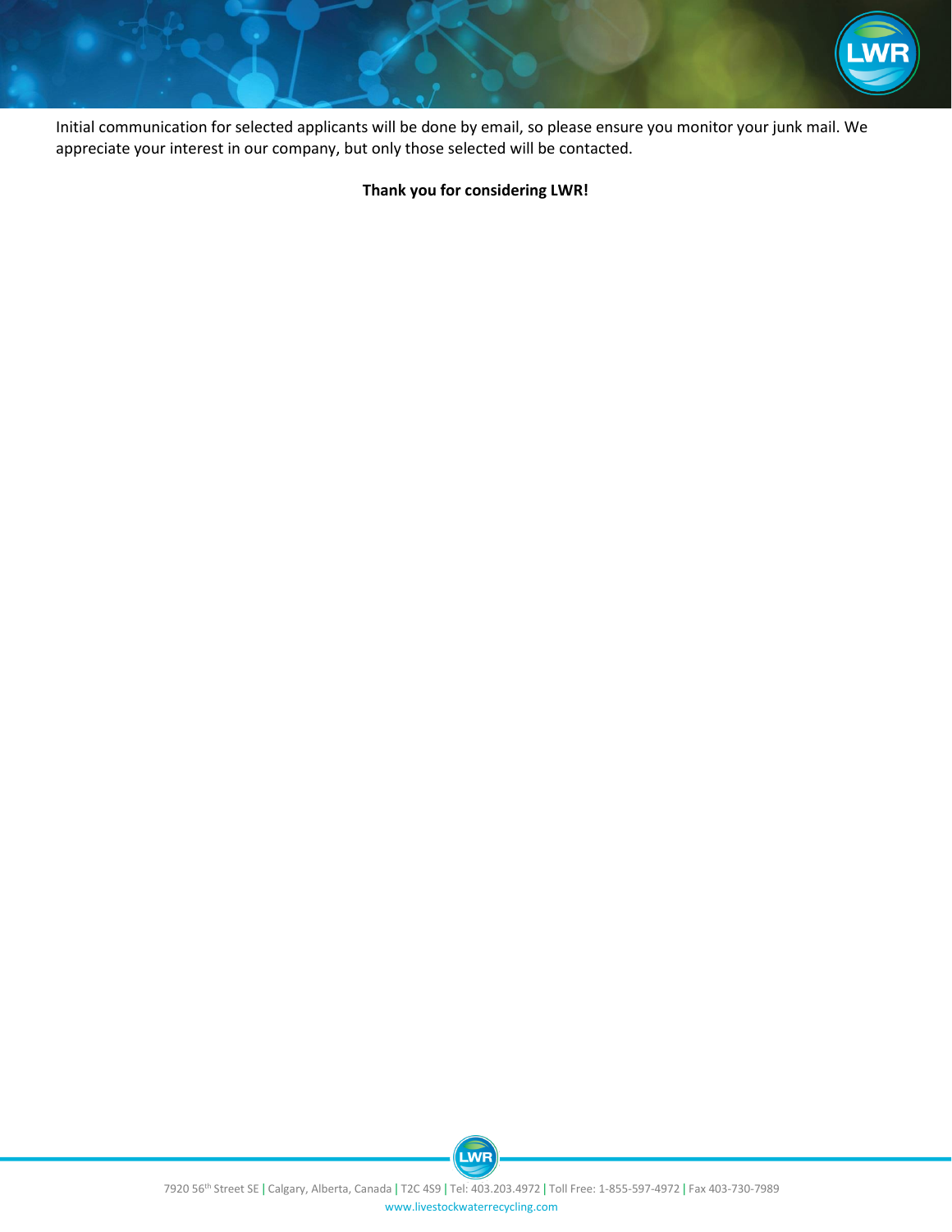Initial communication for selected applicants will be done by email, so please ensure you monitor your junk mail. We appreciate your interest in our company, but only those selected will be contacted.

**Thank you for considering LWR!**